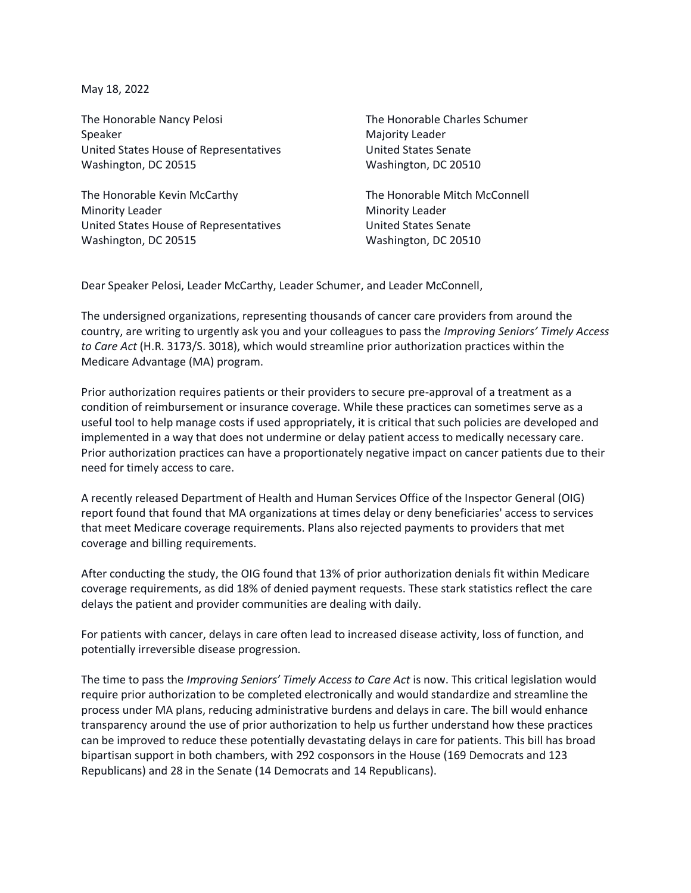May 18, 2022

The Honorable Nancy Pelosi
Speaker
United States House of Representatives
Washington, DC 20515

The Honorable Kevin McCarthy
Minority Leader
United States House of Representatives
Washington, DC 20515

The Honorable Charles Schumer
Majority Leader
United States Senate
Washington, DC 20510

The Honorable Mitch McConnell
Minority Leader
United States Senate
Washington, DC 20510

Dear Speaker Pelosi, Leader McCarthy, Leader Schumer, and Leader McConnell,

The undersigned organizations, representing thousands of cancer care providers from around the country, are writing to urgently ask you and your colleagues to pass the *Improving Seniors' Timely Access to Care Act* (H.R. 3173/S. 3018), which would streamline prior authorization practices within the Medicare Advantage (MA) program.

Prior authorization requires patients or their providers to secure pre-approval of a treatment as a condition of reimbursement or insurance coverage. While these practices can sometimes serve as a useful tool to help manage costs if used appropriately, it is critical that such policies are developed and implemented in a way that does not undermine or delay patient access to medically necessary care. Prior authorization practices can have a proportionately negative impact on cancer patients due to their need for timely access to care.

A recently released Department of Health and Human Services Office of the Inspector General (OIG) report found that found that MA organizations at times delay or deny beneficiaries' access to services that meet Medicare coverage requirements. Plans also rejected payments to providers that met coverage and billing requirements.

After conducting the study, the OIG found that 13% of prior authorization denials fit within Medicare coverage requirements, as did 18% of denied payment requests. These stark statistics reflect the care delays the patient and provider communities are dealing with daily.

For patients with cancer, delays in care often lead to increased disease activity, loss of function, and potentially irreversible disease progression.

The time to pass the *Improving Seniors' Timely Access to Care Act* is now. This critical legislation would require prior authorization to be completed electronically and would standardize and streamline the process under MA plans, reducing administrative burdens and delays in care. The bill would enhance transparency around the use of prior authorization to help us further understand how these practices can be improved to reduce these potentially devastating delays in care for patients. This bill has broad bipartisan support in both chambers, with 292 cosponsors in the House (169 Democrats and 123 Republicans) and 28 in the Senate (14 Democrats and 14 Republicans).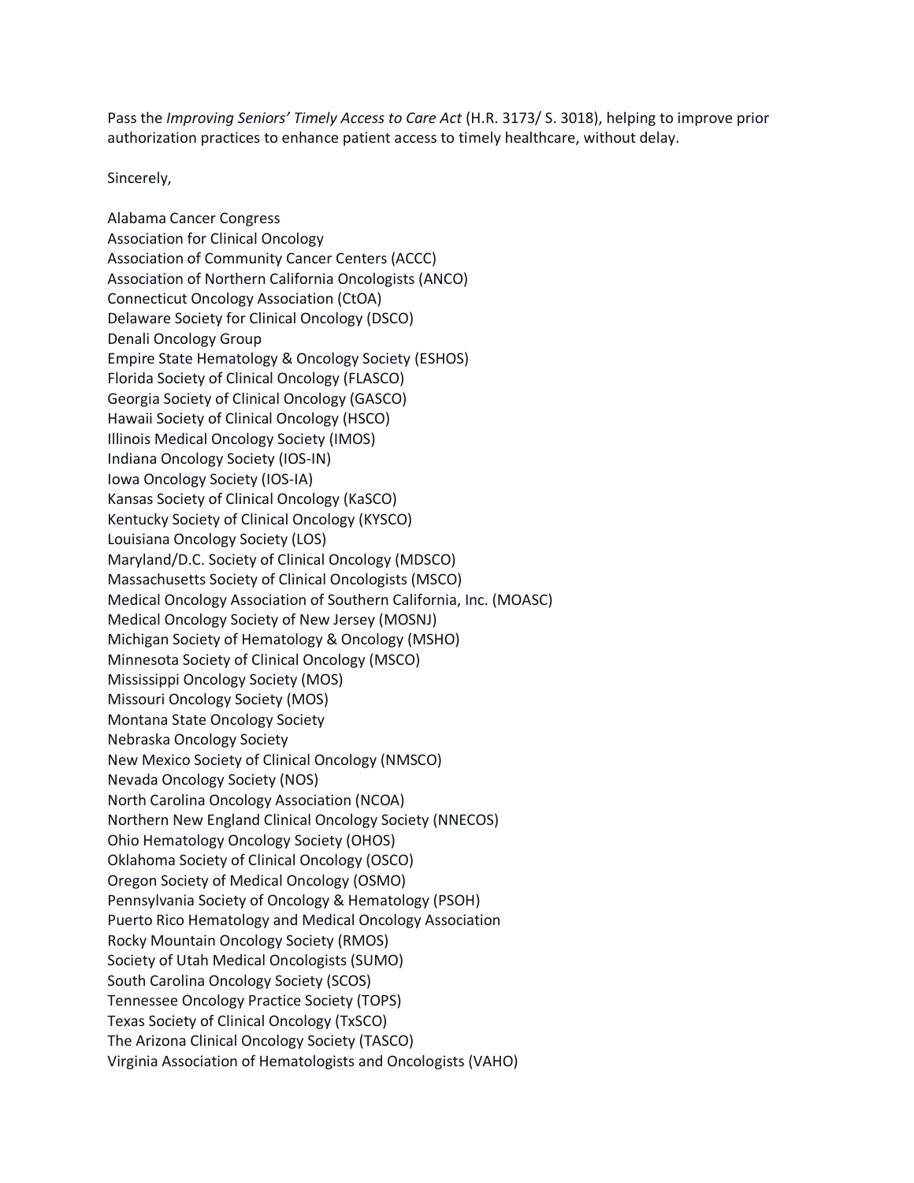Pass the *Improving Seniors' Timely Access to Care Act* (H.R. 3173/ S. 3018), helping to improve prior authorization practices to enhance patient access to timely healthcare, without delay.

Sincerely,

Alabama Cancer Congress
Association for Clinical Oncology
Association of Community Cancer Centers (ACCC)
Association of Northern California Oncologists (ANCO)
Connecticut Oncology Association (CtOA)
Delaware Society for Clinical Oncology (DSCO)
Denali Oncology Group
Empire State Hematology & Oncology Society (ESHOS)
Florida Society of Clinical Oncology (FLASCO)
Georgia Society of Clinical Oncology (GASCO)
Hawaii Society of Clinical Oncology (HSCO)
Illinois Medical Oncology Society (IMOS)
Indiana Oncology Society (IOS-IN)
Iowa Oncology Society (IOS-IA)
Kansas Society of Clinical Oncology (KaSCO)
Kentucky Society of Clinical Oncology (KYSCO)
Louisiana Oncology Society (LOS)
Maryland/D.C. Society of Clinical Oncology (MDSCO)
Massachusetts Society of Clinical Oncologists (MSCO)
Medical Oncology Association of Southern California, Inc. (MOASC)
Medical Oncology Society of New Jersey (MOSNJ)
Michigan Society of Hematology & Oncology (MSHO)
Minnesota Society of Clinical Oncology (MSCO)
Mississippi Oncology Society (MOS)
Missouri Oncology Society (MOS)
Montana State Oncology Society
Nebraska Oncology Society
New Mexico Society of Clinical Oncology (NMSCO)
Nevada Oncology Society (NOS)
North Carolina Oncology Association (NCOA)
Northern New England Clinical Oncology Society (NNECOS)
Ohio Hematology Oncology Society (OHOS)
Oklahoma Society of Clinical Oncology (OSCO)
Oregon Society of Medical Oncology (OSMO)
Pennsylvania Society of Oncology & Hematology (PSOH)
Puerto Rico Hematology and Medical Oncology Association
Rocky Mountain Oncology Society (RMOS)
Society of Utah Medical Oncologists (SUMO)
South Carolina Oncology Society (SCOS)
Tennessee Oncology Practice Society (TOPS)
Texas Society of Clinical Oncology (TxSCO)
The Arizona Clinical Oncology Society (TASCO)
Virginia Association of Hematologists and Oncologists (VAHO)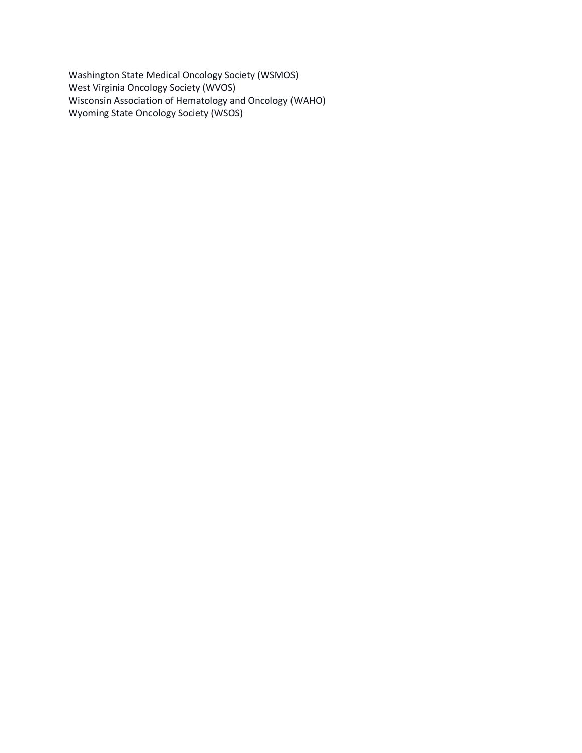Washington State Medical Oncology Society (WSMOS)
West Virginia Oncology Society (WVOS)
Wisconsin Association of Hematology and Oncology (WAHO)
Wyoming State Oncology Society (WSOS)